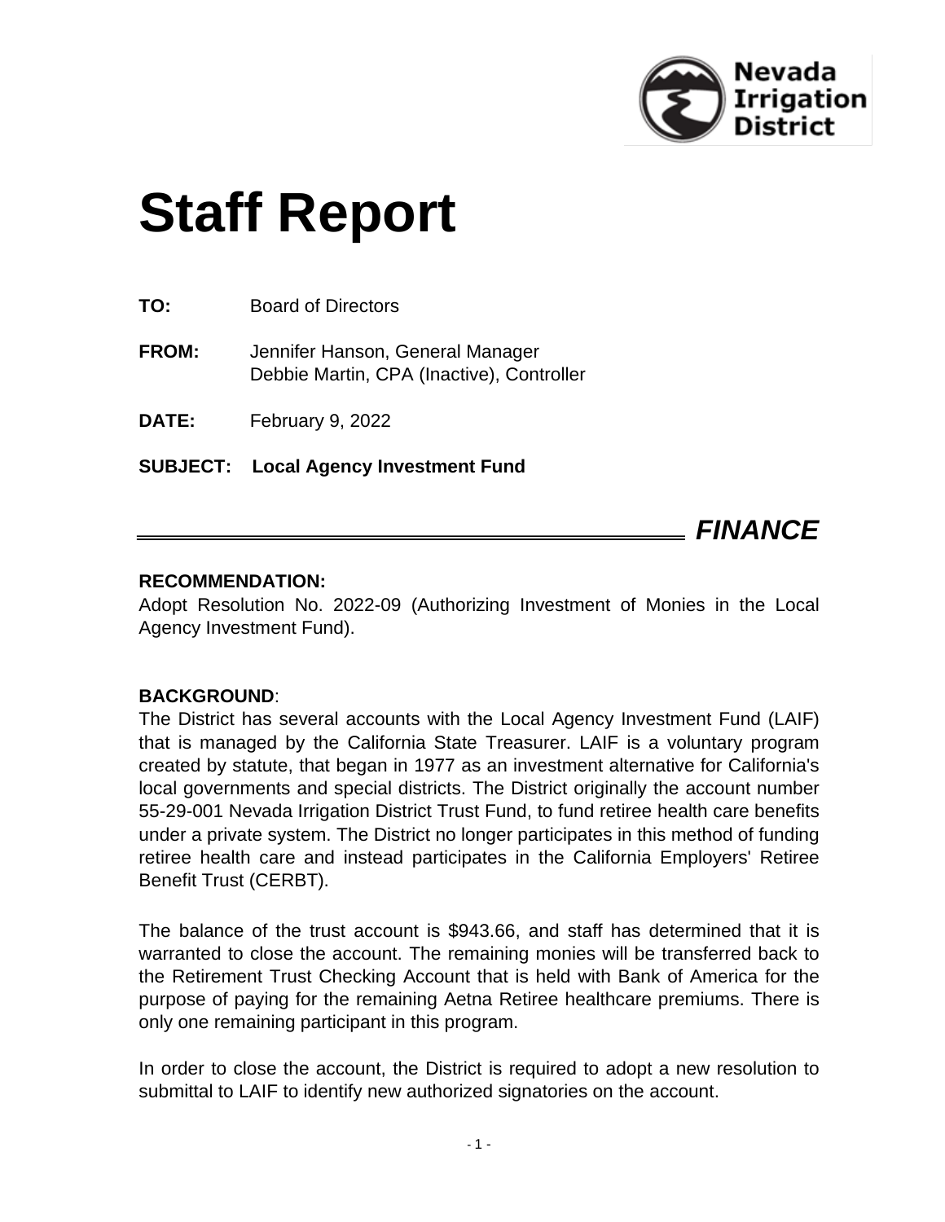Nevada Irrigation District

# Staff Report

**TO:** Board of Directors

**FROM:** Jennifer Hanson, General Manager
Debbie Martin, CPA (Inactive), Controller

**DATE:** February 9, 2022

**SUBJECT: Local Agency Investment Fund**

***FINANCE***

**RECOMMENDATION:**

Adopt Resolution No. 2022-09 (Authorizing Investment of Monies in the Local Agency Investment Fund).

**BACKGROUND**:

The District has several accounts with the Local Agency Investment Fund (LAIF) that is managed by the California State Treasurer. LAIF is a voluntary program created by statute, that began in 1977 as an investment alternative for California's local governments and special districts. The District originally the account number 55-29-001 Nevada Irrigation District Trust Fund, to fund retiree health care benefits under a private system. The District no longer participates in this method of funding retiree health care and instead participates in the California Employers' Retiree Benefit Trust (CERBT).

The balance of the trust account is $943.66, and staff has determined that it is warranted to close the account. The remaining monies will be transferred back to the Retirement Trust Checking Account that is held with Bank of America for the purpose of paying for the remaining Aetna Retiree healthcare premiums. There is only one remaining participant in this program.

In order to close the account, the District is required to adopt a new resolution to submittal to LAIF to identify new authorized signatories on the account.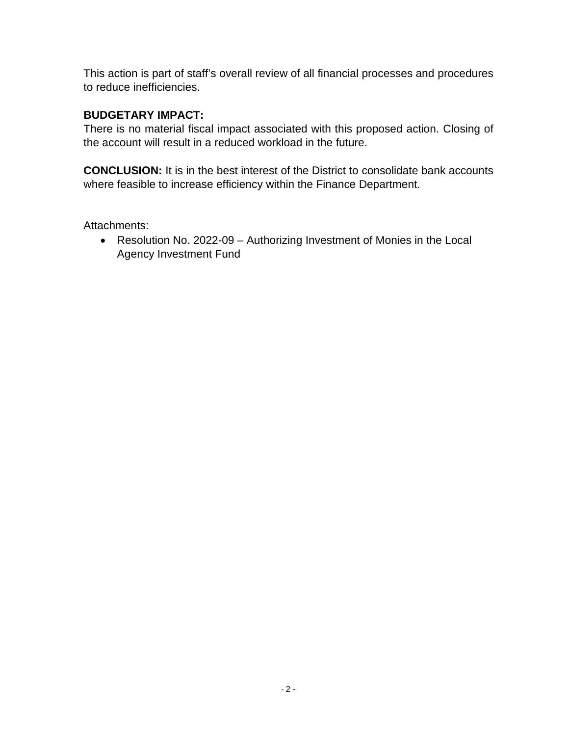This action is part of staff's overall review of all financial processes and procedures to reduce inefficiencies.

**BUDGETARY IMPACT:**
There is no material fiscal impact associated with this proposed action. Closing of the account will result in a reduced workload in the future.

**CONCLUSION:** It is in the best interest of the District to consolidate bank accounts where feasible to increase efficiency within the Finance Department.

Attachments:

- Resolution No. 2022-09 – Authorizing Investment of Monies in the Local Agency Investment Fund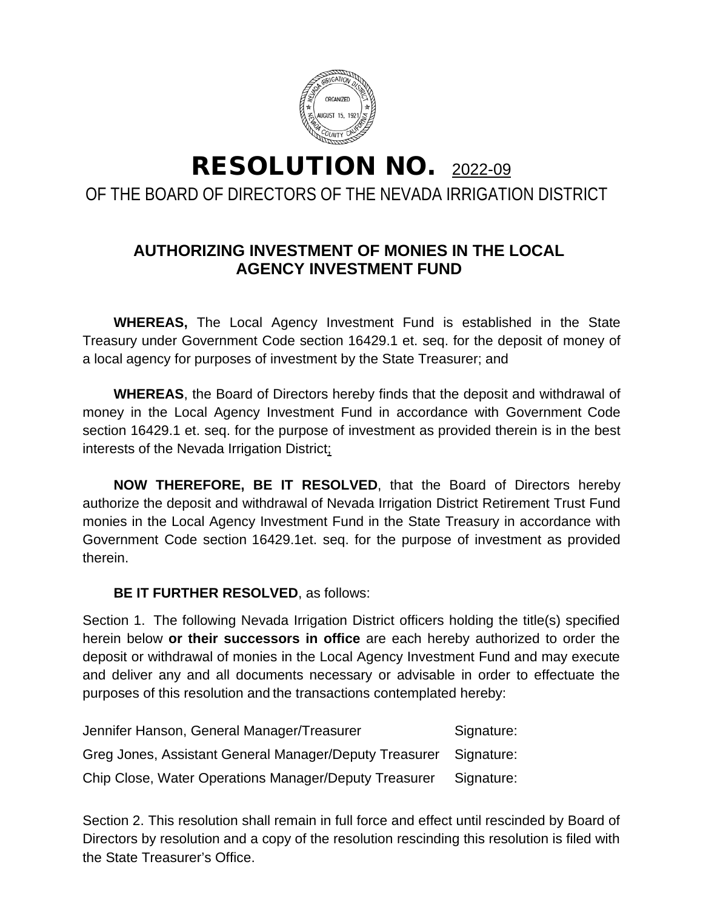# RESOLUTION NO. 2022-09

OF THE BOARD OF DIRECTORS OF THE NEVADA IRRIGATION DISTRICT

## AUTHORIZING INVESTMENT OF MONIES IN THE LOCAL AGENCY INVESTMENT FUND

**WHEREAS,** The Local Agency Investment Fund is established in the State Treasury under Government Code section 16429.1 et. seq. for the deposit of money of a local agency for purposes of investment by the State Treasurer; and

**WHEREAS**, the Board of Directors hereby finds that the deposit and withdrawal of money in the Local Agency Investment Fund in accordance with Government Code section 16429.1 et. seq. for the purpose of investment as provided therein is in the best interests of the Nevada Irrigation District;

**NOW THEREFORE, BE IT RESOLVED**, that the Board of Directors hereby authorize the deposit and withdrawal of Nevada Irrigation District Retirement Trust Fund monies in the Local Agency Investment Fund in the State Treasury in accordance with Government Code section 16429.1et. seq. for the purpose of investment as provided therein.

**BE IT FURTHER RESOLVED**, as follows:

Section 1. The following Nevada Irrigation District officers holding the title(s) specified herein below **or their successors in office** are each hereby authorized to order the deposit or withdrawal of monies in the Local Agency Investment Fund and may execute and deliver any and all documents necessary or advisable in order to effectuate the purposes of this resolution and the transactions contemplated hereby:

| | |
|---|---|
| Jennifer Hanson, General Manager/Treasurer | Signature: |
| Greg Jones, Assistant General Manager/Deputy Treasurer | Signature: |
| Chip Close, Water Operations Manager/Deputy Treasurer | Signature: |

Section 2. This resolution shall remain in full force and effect until rescinded by Board of Directors by resolution and a copy of the resolution rescinding this resolution is filed with the State Treasurer's Office.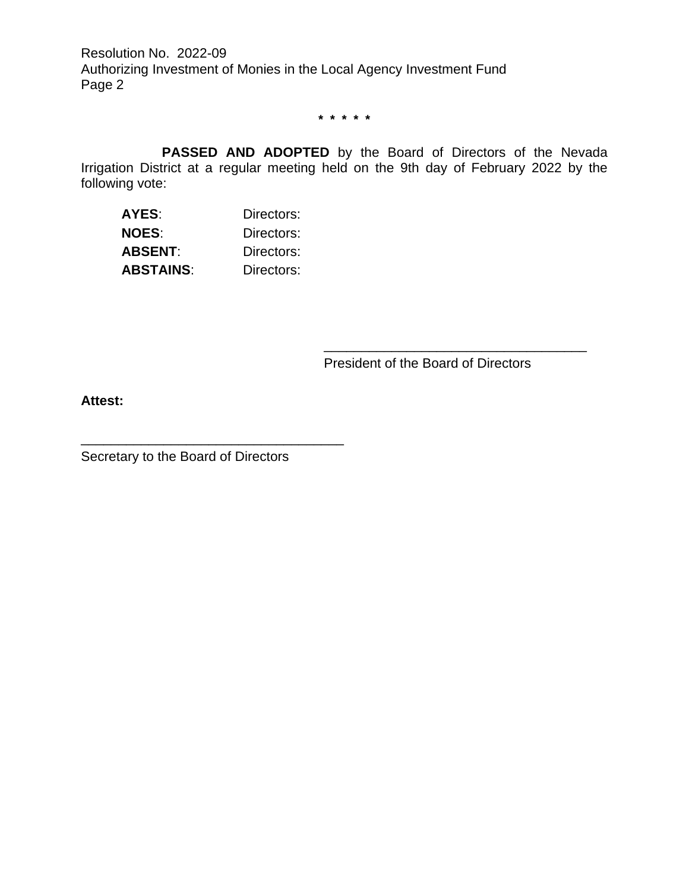\* \* \* \* \*

**PASSED AND ADOPTED** by the Board of Directors of the Nevada Irrigation District at a regular meeting held on the 9th day of February 2022 by the following vote:

| | |
|---|---|
| **AYES**: | Directors: |
| **NOES**: | Directors: |
| **ABSENT**: | Directors: |
| **ABSTAINS**: | Directors: |

\_\_\_\_\_\_\_\_\_\_\_\_\_\_\_\_\_\_\_\_\_\_\_\_\_\_\_\_\_\_\_\_\_\_\_
President of the Board of Directors

**Attest:**

\_\_\_\_\_\_\_\_\_\_\_\_\_\_\_\_\_\_\_\_\_\_\_\_\_\_\_\_\_\_\_\_\_\_\_
Secretary to the Board of Directors